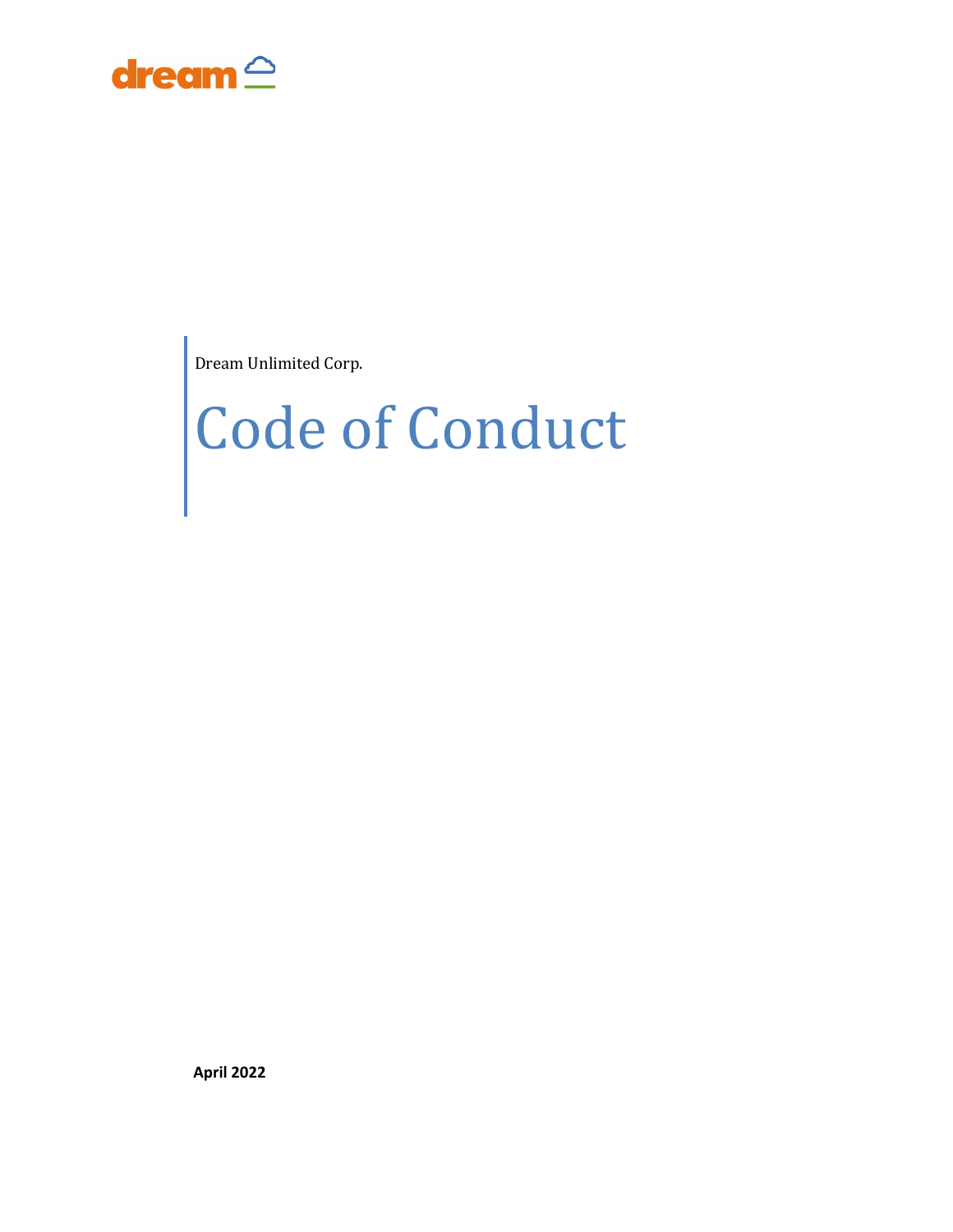dream

Dream Unlimited Corp.

# Code of Conduct

**April 2022**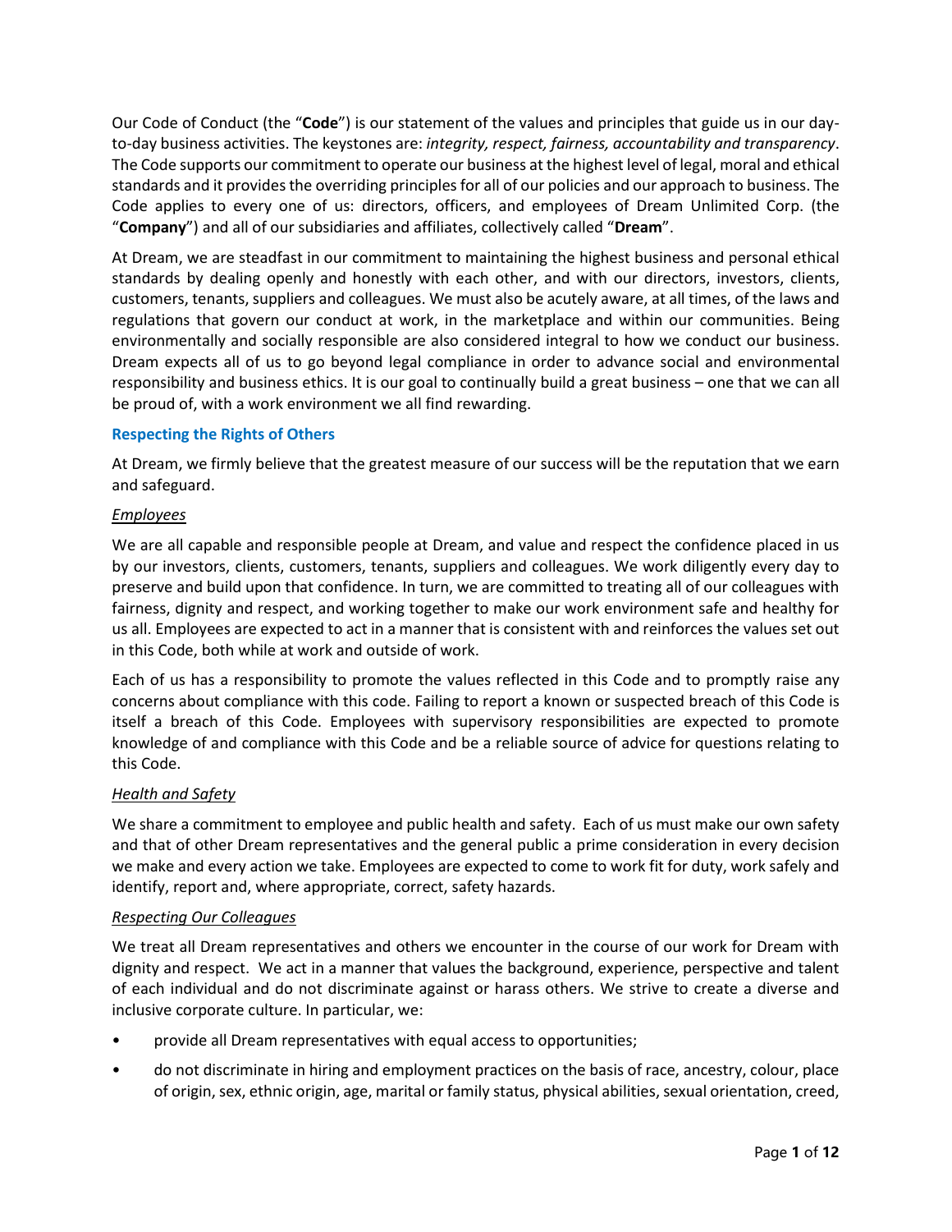Our Code of Conduct (the "**Code**") is our statement of the values and principles that guide us in our day-to-day business activities. The keystones are: *integrity, respect, fairness, accountability and transparency*. The Code supports our commitment to operate our business at the highest level of legal, moral and ethical standards and it provides the overriding principles for all of our policies and our approach to business. The Code applies to every one of us: directors, officers, and employees of Dream Unlimited Corp. (the "**Company**") and all of our subsidiaries and affiliates, collectively called "**Dream**".

At Dream, we are steadfast in our commitment to maintaining the highest business and personal ethical standards by dealing openly and honestly with each other, and with our directors, investors, clients, customers, tenants, suppliers and colleagues. We must also be acutely aware, at all times, of the laws and regulations that govern our conduct at work, in the marketplace and within our communities. Being environmentally and socially responsible are also considered integral to how we conduct our business. Dream expects all of us to go beyond legal compliance in order to advance social and environmental responsibility and business ethics. It is our goal to continually build a great business – one that we can all be proud of, with a work environment we all find rewarding.

## Respecting the Rights of Others

At Dream, we firmly believe that the greatest measure of our success will be the reputation that we earn and safeguard.

### *Employees*

We are all capable and responsible people at Dream, and value and respect the confidence placed in us by our investors, clients, customers, tenants, suppliers and colleagues. We work diligently every day to preserve and build upon that confidence. In turn, we are committed to treating all of our colleagues with fairness, dignity and respect, and working together to make our work environment safe and healthy for us all. Employees are expected to act in a manner that is consistent with and reinforces the values set out in this Code, both while at work and outside of work.

Each of us has a responsibility to promote the values reflected in this Code and to promptly raise any concerns about compliance with this code. Failing to report a known or suspected breach of this Code is itself a breach of this Code. Employees with supervisory responsibilities are expected to promote knowledge of and compliance with this Code and be a reliable source of advice for questions relating to this Code.

### *Health and Safety*

We share a commitment to employee and public health and safety. Each of us must make our own safety and that of other Dream representatives and the general public a prime consideration in every decision we make and every action we take. Employees are expected to come to work fit for duty, work safely and identify, report and, where appropriate, correct, safety hazards.

### *Respecting Our Colleagues*

We treat all Dream representatives and others we encounter in the course of our work for Dream with dignity and respect. We act in a manner that values the background, experience, perspective and talent of each individual and do not discriminate against or harass others. We strive to create a diverse and inclusive corporate culture. In particular, we:

- provide all Dream representatives with equal access to opportunities;
- do not discriminate in hiring and employment practices on the basis of race, ancestry, colour, place of origin, sex, ethnic origin, age, marital or family status, physical abilities, sexual orientation, creed,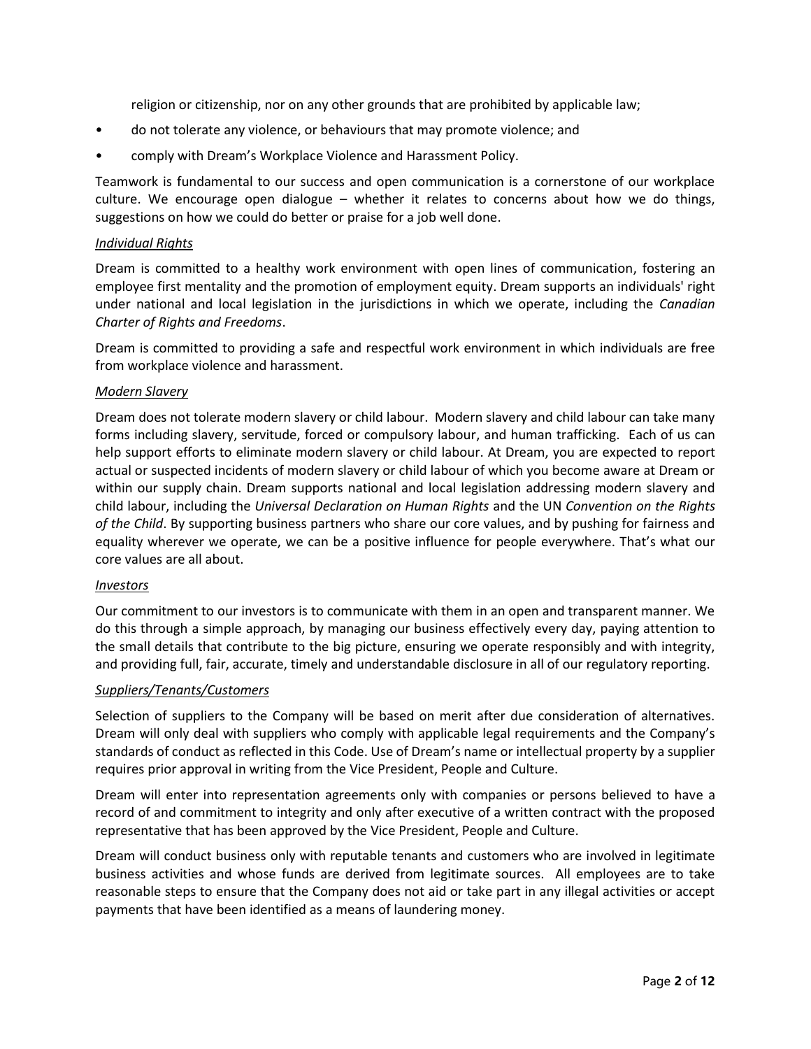religion or citizenship, nor on any other grounds that are prohibited by applicable law;

- do not tolerate any violence, or behaviours that may promote violence; and
- comply with Dream's Workplace Violence and Harassment Policy.

Teamwork is fundamental to our success and open communication is a cornerstone of our workplace culture. We encourage open dialogue – whether it relates to concerns about how we do things, suggestions on how we could do better or praise for a job well done.

*Individual Rights*

Dream is committed to a healthy work environment with open lines of communication, fostering an employee first mentality and the promotion of employment equity. Dream supports an individuals' right under national and local legislation in the jurisdictions in which we operate, including the *Canadian Charter of Rights and Freedoms*.

Dream is committed to providing a safe and respectful work environment in which individuals are free from workplace violence and harassment.

*Modern Slavery*

Dream does not tolerate modern slavery or child labour. Modern slavery and child labour can take many forms including slavery, servitude, forced or compulsory labour, and human trafficking. Each of us can help support efforts to eliminate modern slavery or child labour. At Dream, you are expected to report actual or suspected incidents of modern slavery or child labour of which you become aware at Dream or within our supply chain. Dream supports national and local legislation addressing modern slavery and child labour, including the *Universal Declaration on Human Rights* and the UN *Convention on the Rights of the Child*. By supporting business partners who share our core values, and by pushing for fairness and equality wherever we operate, we can be a positive influence for people everywhere. That's what our core values are all about.

*Investors*

Our commitment to our investors is to communicate with them in an open and transparent manner. We do this through a simple approach, by managing our business effectively every day, paying attention to the small details that contribute to the big picture, ensuring we operate responsibly and with integrity, and providing full, fair, accurate, timely and understandable disclosure in all of our regulatory reporting.

*Suppliers/Tenants/Customers*

Selection of suppliers to the Company will be based on merit after due consideration of alternatives. Dream will only deal with suppliers who comply with applicable legal requirements and the Company's standards of conduct as reflected in this Code. Use of Dream's name or intellectual property by a supplier requires prior approval in writing from the Vice President, People and Culture.

Dream will enter into representation agreements only with companies or persons believed to have a record of and commitment to integrity and only after executive of a written contract with the proposed representative that has been approved by the Vice President, People and Culture.

Dream will conduct business only with reputable tenants and customers who are involved in legitimate business activities and whose funds are derived from legitimate sources. All employees are to take reasonable steps to ensure that the Company does not aid or take part in any illegal activities or accept payments that have been identified as a means of laundering money.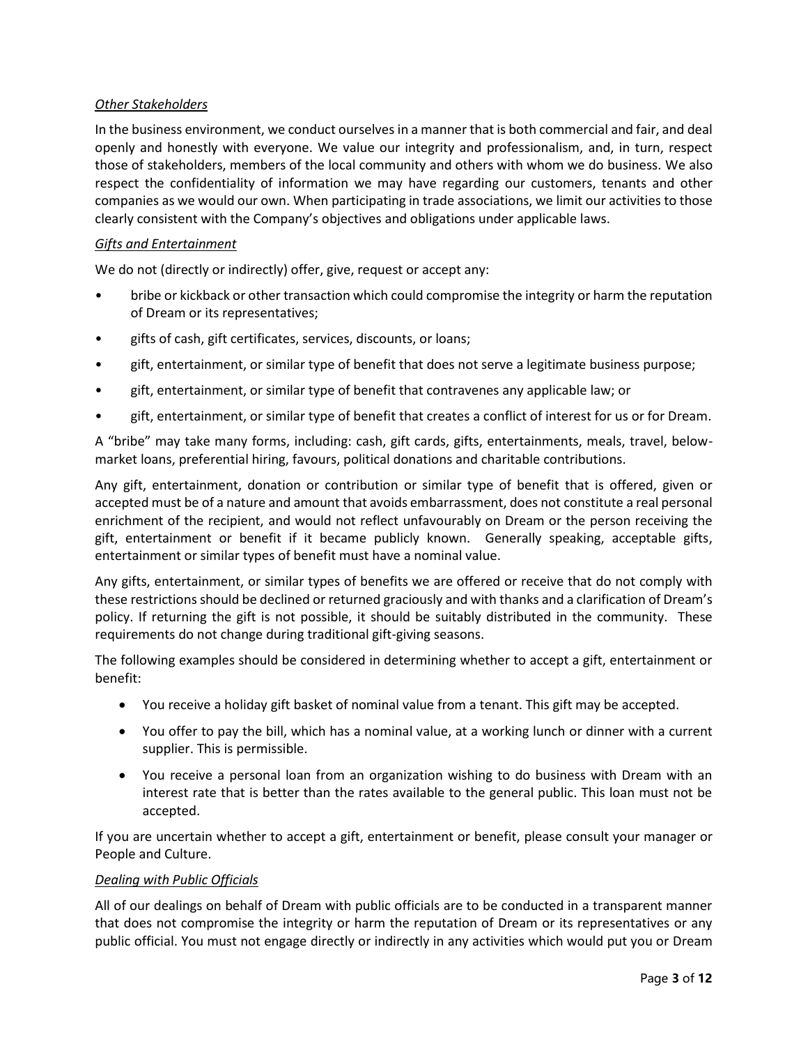*Other Stakeholders*

In the business environment, we conduct ourselves in a manner that is both commercial and fair, and deal openly and honestly with everyone. We value our integrity and professionalism, and, in turn, respect those of stakeholders, members of the local community and others with whom we do business. We also respect the confidentiality of information we may have regarding our customers, tenants and other companies as we would our own. When participating in trade associations, we limit our activities to those clearly consistent with the Company's objectives and obligations under applicable laws.

*Gifts and Entertainment*

We do not (directly or indirectly) offer, give, request or accept any:

- bribe or kickback or other transaction which could compromise the integrity or harm the reputation of Dream or its representatives;
- gifts of cash, gift certificates, services, discounts, or loans;
- gift, entertainment, or similar type of benefit that does not serve a legitimate business purpose;
- gift, entertainment, or similar type of benefit that contravenes any applicable law; or
- gift, entertainment, or similar type of benefit that creates a conflict of interest for us or for Dream.

A "bribe" may take many forms, including: cash, gift cards, gifts, entertainments, meals, travel, below-market loans, preferential hiring, favours, political donations and charitable contributions.

Any gift, entertainment, donation or contribution or similar type of benefit that is offered, given or accepted must be of a nature and amount that avoids embarrassment, does not constitute a real personal enrichment of the recipient, and would not reflect unfavourably on Dream or the person receiving the gift, entertainment or benefit if it became publicly known. Generally speaking, acceptable gifts, entertainment or similar types of benefit must have a nominal value.

Any gifts, entertainment, or similar types of benefits we are offered or receive that do not comply with these restrictions should be declined or returned graciously and with thanks and a clarification of Dream's policy. If returning the gift is not possible, it should be suitably distributed in the community. These requirements do not change during traditional gift-giving seasons.

The following examples should be considered in determining whether to accept a gift, entertainment or benefit:

- You receive a holiday gift basket of nominal value from a tenant. This gift may be accepted.
- You offer to pay the bill, which has a nominal value, at a working lunch or dinner with a current supplier. This is permissible.
- You receive a personal loan from an organization wishing to do business with Dream with an interest rate that is better than the rates available to the general public. This loan must not be accepted.

If you are uncertain whether to accept a gift, entertainment or benefit, please consult your manager or People and Culture.

*Dealing with Public Officials*

All of our dealings on behalf of Dream with public officials are to be conducted in a transparent manner that does not compromise the integrity or harm the reputation of Dream or its representatives or any public official. You must not engage directly or indirectly in any activities which would put you or Dream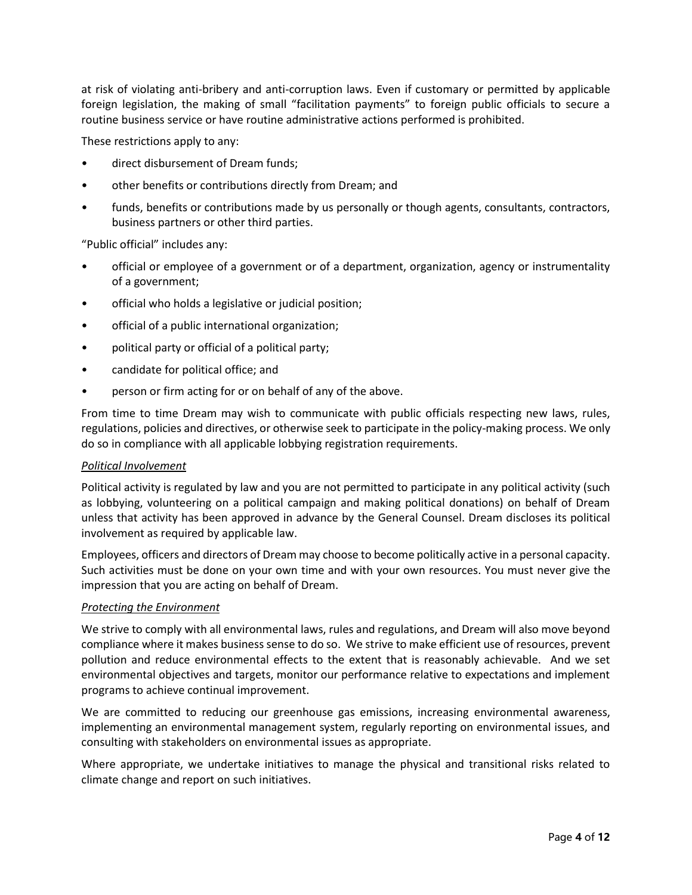at risk of violating anti-bribery and anti-corruption laws. Even if customary or permitted by applicable foreign legislation, the making of small "facilitation payments" to foreign public officials to secure a routine business service or have routine administrative actions performed is prohibited.

These restrictions apply to any:

- direct disbursement of Dream funds;
- other benefits or contributions directly from Dream; and
- funds, benefits or contributions made by us personally or though agents, consultants, contractors, business partners or other third parties.

"Public official" includes any:

- official or employee of a government or of a department, organization, agency or instrumentality of a government;
- official who holds a legislative or judicial position;
- official of a public international organization;
- political party or official of a political party;
- candidate for political office; and
- person or firm acting for or on behalf of any of the above.

From time to time Dream may wish to communicate with public officials respecting new laws, rules, regulations, policies and directives, or otherwise seek to participate in the policy-making process. We only do so in compliance with all applicable lobbying registration requirements.

*Political Involvement*

Political activity is regulated by law and you are not permitted to participate in any political activity (such as lobbying, volunteering on a political campaign and making political donations) on behalf of Dream unless that activity has been approved in advance by the General Counsel. Dream discloses its political involvement as required by applicable law.

Employees, officers and directors of Dream may choose to become politically active in a personal capacity. Such activities must be done on your own time and with your own resources. You must never give the impression that you are acting on behalf of Dream.

*Protecting the Environment*

We strive to comply with all environmental laws, rules and regulations, and Dream will also move beyond compliance where it makes business sense to do so. We strive to make efficient use of resources, prevent pollution and reduce environmental effects to the extent that is reasonably achievable. And we set environmental objectives and targets, monitor our performance relative to expectations and implement programs to achieve continual improvement.

We are committed to reducing our greenhouse gas emissions, increasing environmental awareness, implementing an environmental management system, regularly reporting on environmental issues, and consulting with stakeholders on environmental issues as appropriate.

Where appropriate, we undertake initiatives to manage the physical and transitional risks related to climate change and report on such initiatives.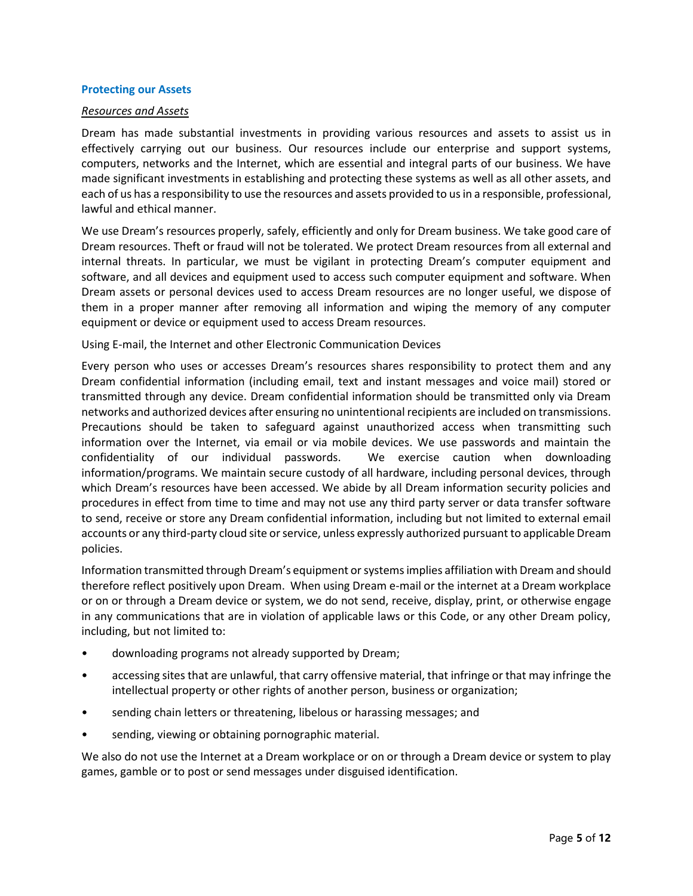## Protecting our Assets

*Resources and Assets*

Dream has made substantial investments in providing various resources and assets to assist us in effectively carrying out our business. Our resources include our enterprise and support systems, computers, networks and the Internet, which are essential and integral parts of our business. We have made significant investments in establishing and protecting these systems as well as all other assets, and each of us has a responsibility to use the resources and assets provided to us in a responsible, professional, lawful and ethical manner.

We use Dream's resources properly, safely, efficiently and only for Dream business. We take good care of Dream resources. Theft or fraud will not be tolerated. We protect Dream resources from all external and internal threats. In particular, we must be vigilant in protecting Dream's computer equipment and software, and all devices and equipment used to access such computer equipment and software. When Dream assets or personal devices used to access Dream resources are no longer useful, we dispose of them in a proper manner after removing all information and wiping the memory of any computer equipment or device or equipment used to access Dream resources.

Using E-mail, the Internet and other Electronic Communication Devices

Every person who uses or accesses Dream's resources shares responsibility to protect them and any Dream confidential information (including email, text and instant messages and voice mail) stored or transmitted through any device. Dream confidential information should be transmitted only via Dream networks and authorized devices after ensuring no unintentional recipients are included on transmissions. Precautions should be taken to safeguard against unauthorized access when transmitting such information over the Internet, via email or via mobile devices. We use passwords and maintain the confidentiality of our individual passwords. We exercise caution when downloading information/programs. We maintain secure custody of all hardware, including personal devices, through which Dream's resources have been accessed. We abide by all Dream information security policies and procedures in effect from time to time and may not use any third party server or data transfer software to send, receive or store any Dream confidential information, including but not limited to external email accounts or any third-party cloud site or service, unless expressly authorized pursuant to applicable Dream policies.

Information transmitted through Dream's equipment or systems implies affiliation with Dream and should therefore reflect positively upon Dream. When using Dream e-mail or the internet at a Dream workplace or on or through a Dream device or system, we do not send, receive, display, print, or otherwise engage in any communications that are in violation of applicable laws or this Code, or any other Dream policy, including, but not limited to:

- downloading programs not already supported by Dream;
- accessing sites that are unlawful, that carry offensive material, that infringe or that may infringe the intellectual property or other rights of another person, business or organization;
- sending chain letters or threatening, libelous or harassing messages; and
- sending, viewing or obtaining pornographic material.

We also do not use the Internet at a Dream workplace or on or through a Dream device or system to play games, gamble or to post or send messages under disguised identification.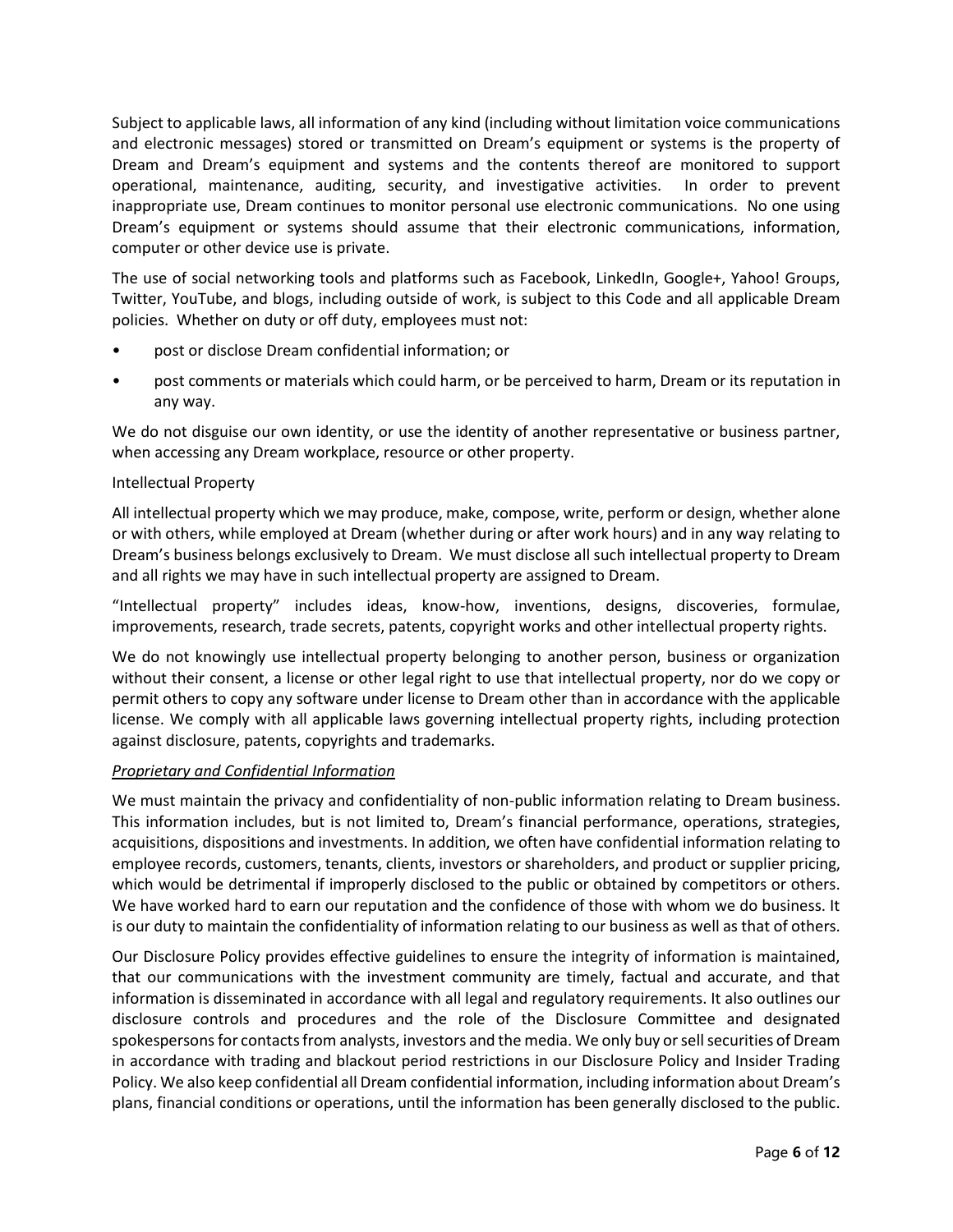Subject to applicable laws, all information of any kind (including without limitation voice communications and electronic messages) stored or transmitted on Dream's equipment or systems is the property of Dream and Dream's equipment and systems and the contents thereof are monitored to support operational, maintenance, auditing, security, and investigative activities. In order to prevent inappropriate use, Dream continues to monitor personal use electronic communications. No one using Dream's equipment or systems should assume that their electronic communications, information, computer or other device use is private.

The use of social networking tools and platforms such as Facebook, LinkedIn, Google+, Yahoo! Groups, Twitter, YouTube, and blogs, including outside of work, is subject to this Code and all applicable Dream policies. Whether on duty or off duty, employees must not:

- post or disclose Dream confidential information; or
- post comments or materials which could harm, or be perceived to harm, Dream or its reputation in any way.

We do not disguise our own identity, or use the identity of another representative or business partner, when accessing any Dream workplace, resource or other property.

Intellectual Property

All intellectual property which we may produce, make, compose, write, perform or design, whether alone or with others, while employed at Dream (whether during or after work hours) and in any way relating to Dream's business belongs exclusively to Dream. We must disclose all such intellectual property to Dream and all rights we may have in such intellectual property are assigned to Dream.

"Intellectual property" includes ideas, know-how, inventions, designs, discoveries, formulae, improvements, research, trade secrets, patents, copyright works and other intellectual property rights.

We do not knowingly use intellectual property belonging to another person, business or organization without their consent, a license or other legal right to use that intellectual property, nor do we copy or permit others to copy any software under license to Dream other than in accordance with the applicable license. We comply with all applicable laws governing intellectual property rights, including protection against disclosure, patents, copyrights and trademarks.

*Proprietary and Confidential Information*

We must maintain the privacy and confidentiality of non-public information relating to Dream business. This information includes, but is not limited to, Dream's financial performance, operations, strategies, acquisitions, dispositions and investments. In addition, we often have confidential information relating to employee records, customers, tenants, clients, investors or shareholders, and product or supplier pricing, which would be detrimental if improperly disclosed to the public or obtained by competitors or others. We have worked hard to earn our reputation and the confidence of those with whom we do business. It is our duty to maintain the confidentiality of information relating to our business as well as that of others.

Our Disclosure Policy provides effective guidelines to ensure the integrity of information is maintained, that our communications with the investment community are timely, factual and accurate, and that information is disseminated in accordance with all legal and regulatory requirements. It also outlines our disclosure controls and procedures and the role of the Disclosure Committee and designated spokespersons for contacts from analysts, investors and the media. We only buy or sell securities of Dream in accordance with trading and blackout period restrictions in our Disclosure Policy and Insider Trading Policy. We also keep confidential all Dream confidential information, including information about Dream's plans, financial conditions or operations, until the information has been generally disclosed to the public.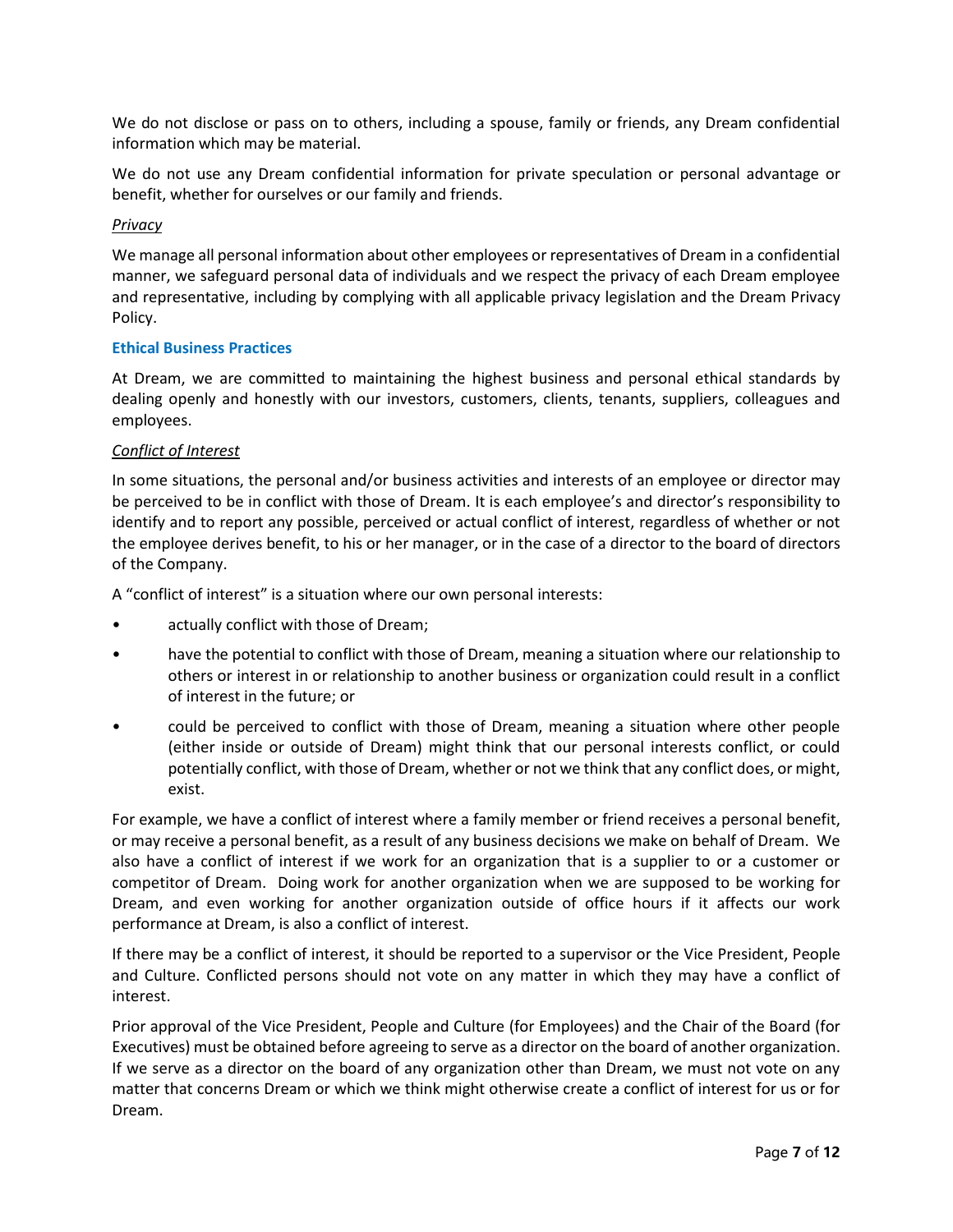We do not disclose or pass on to others, including a spouse, family or friends, any Dream confidential information which may be material.

We do not use any Dream confidential information for private speculation or personal advantage or benefit, whether for ourselves or our family and friends.

*Privacy*

We manage all personal information about other employees or representatives of Dream in a confidential manner, we safeguard personal data of individuals and we respect the privacy of each Dream employee and representative, including by complying with all applicable privacy legislation and the Dream Privacy Policy.

### Ethical Business Practices

At Dream, we are committed to maintaining the highest business and personal ethical standards by dealing openly and honestly with our investors, customers, clients, tenants, suppliers, colleagues and employees.

*Conflict of Interest*

In some situations, the personal and/or business activities and interests of an employee or director may be perceived to be in conflict with those of Dream. It is each employee's and director's responsibility to identify and to report any possible, perceived or actual conflict of interest, regardless of whether or not the employee derives benefit, to his or her manager, or in the case of a director to the board of directors of the Company.

A "conflict of interest" is a situation where our own personal interests:

- actually conflict with those of Dream;
- have the potential to conflict with those of Dream, meaning a situation where our relationship to others or interest in or relationship to another business or organization could result in a conflict of interest in the future; or
- could be perceived to conflict with those of Dream, meaning a situation where other people (either inside or outside of Dream) might think that our personal interests conflict, or could potentially conflict, with those of Dream, whether or not we think that any conflict does, or might, exist.

For example, we have a conflict of interest where a family member or friend receives a personal benefit, or may receive a personal benefit, as a result of any business decisions we make on behalf of Dream. We also have a conflict of interest if we work for an organization that is a supplier to or a customer or competitor of Dream. Doing work for another organization when we are supposed to be working for Dream, and even working for another organization outside of office hours if it affects our work performance at Dream, is also a conflict of interest.

If there may be a conflict of interest, it should be reported to a supervisor or the Vice President, People and Culture. Conflicted persons should not vote on any matter in which they may have a conflict of interest.

Prior approval of the Vice President, People and Culture (for Employees) and the Chair of the Board (for Executives) must be obtained before agreeing to serve as a director on the board of another organization. If we serve as a director on the board of any organization other than Dream, we must not vote on any matter that concerns Dream or which we think might otherwise create a conflict of interest for us or for Dream.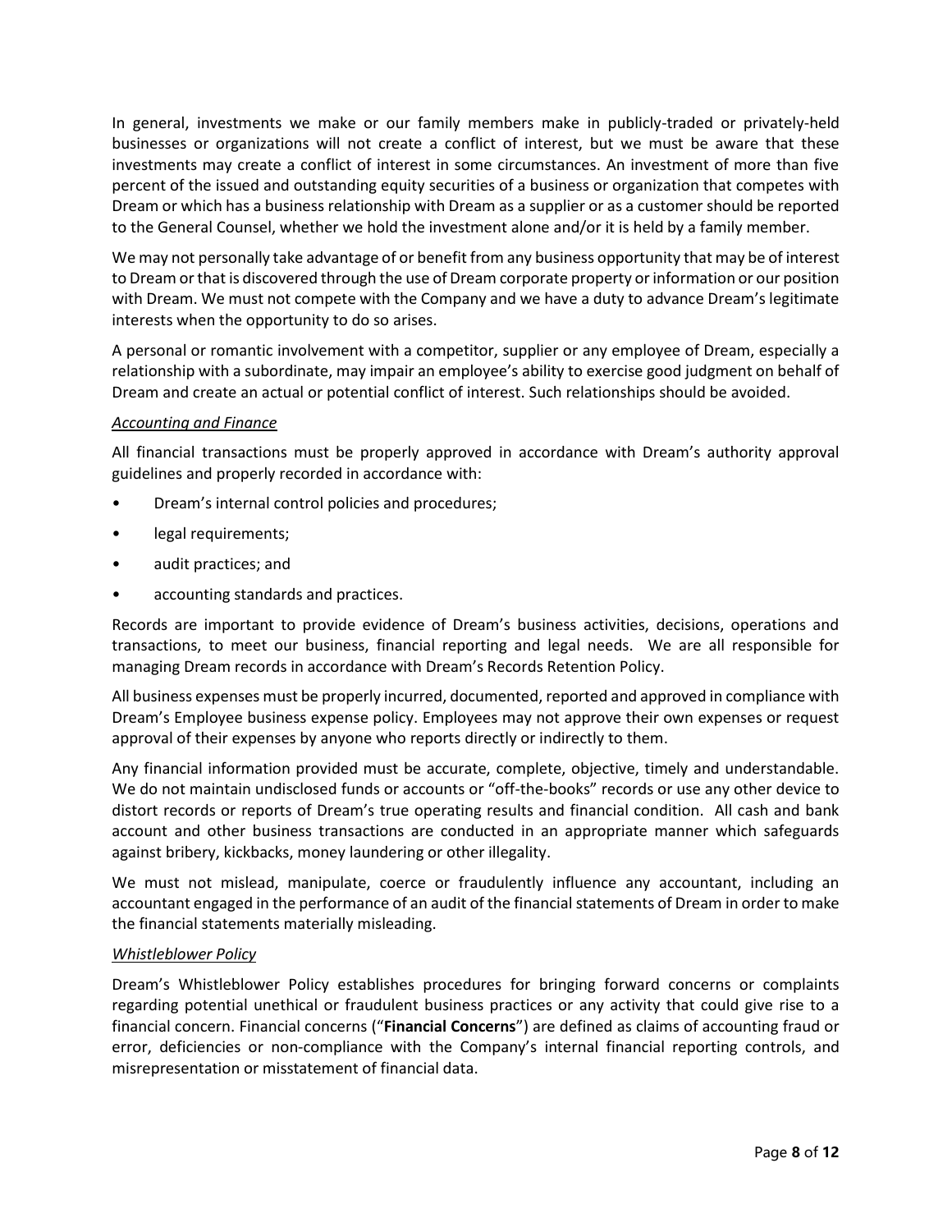In general, investments we make or our family members make in publicly-traded or privately-held businesses or organizations will not create a conflict of interest, but we must be aware that these investments may create a conflict of interest in some circumstances. An investment of more than five percent of the issued and outstanding equity securities of a business or organization that competes with Dream or which has a business relationship with Dream as a supplier or as a customer should be reported to the General Counsel, whether we hold the investment alone and/or it is held by a family member.

We may not personally take advantage of or benefit from any business opportunity that may be of interest to Dream or that is discovered through the use of Dream corporate property or information or our position with Dream. We must not compete with the Company and we have a duty to advance Dream's legitimate interests when the opportunity to do so arises.

A personal or romantic involvement with a competitor, supplier or any employee of Dream, especially a relationship with a subordinate, may impair an employee's ability to exercise good judgment on behalf of Dream and create an actual or potential conflict of interest. Such relationships should be avoided.

*Accounting and Finance*

All financial transactions must be properly approved in accordance with Dream's authority approval guidelines and properly recorded in accordance with:

- Dream's internal control policies and procedures;
- legal requirements;
- audit practices; and
- accounting standards and practices.

Records are important to provide evidence of Dream's business activities, decisions, operations and transactions, to meet our business, financial reporting and legal needs. We are all responsible for managing Dream records in accordance with Dream's Records Retention Policy.

All business expenses must be properly incurred, documented, reported and approved in compliance with Dream's Employee business expense policy. Employees may not approve their own expenses or request approval of their expenses by anyone who reports directly or indirectly to them.

Any financial information provided must be accurate, complete, objective, timely and understandable. We do not maintain undisclosed funds or accounts or "off-the-books" records or use any other device to distort records or reports of Dream's true operating results and financial condition. All cash and bank account and other business transactions are conducted in an appropriate manner which safeguards against bribery, kickbacks, money laundering or other illegality.

We must not mislead, manipulate, coerce or fraudulently influence any accountant, including an accountant engaged in the performance of an audit of the financial statements of Dream in order to make the financial statements materially misleading.

*Whistleblower Policy*

Dream's Whistleblower Policy establishes procedures for bringing forward concerns or complaints regarding potential unethical or fraudulent business practices or any activity that could give rise to a financial concern. Financial concerns ("**Financial Concerns**") are defined as claims of accounting fraud or error, deficiencies or non-compliance with the Company's internal financial reporting controls, and misrepresentation or misstatement of financial data.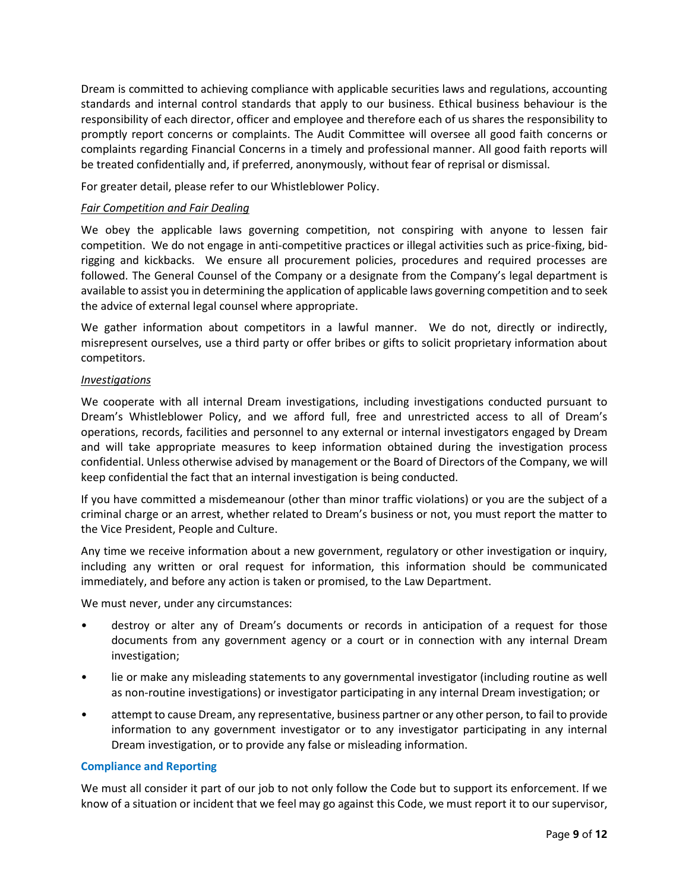Dream is committed to achieving compliance with applicable securities laws and regulations, accounting standards and internal control standards that apply to our business. Ethical business behaviour is the responsibility of each director, officer and employee and therefore each of us shares the responsibility to promptly report concerns or complaints. The Audit Committee will oversee all good faith concerns or complaints regarding Financial Concerns in a timely and professional manner. All good faith reports will be treated confidentially and, if preferred, anonymously, without fear of reprisal or dismissal.

For greater detail, please refer to our Whistleblower Policy.

*Fair Competition and Fair Dealing*

We obey the applicable laws governing competition, not conspiring with anyone to lessen fair competition. We do not engage in anti-competitive practices or illegal activities such as price-fixing, bid-rigging and kickbacks. We ensure all procurement policies, procedures and required processes are followed. The General Counsel of the Company or a designate from the Company's legal department is available to assist you in determining the application of applicable laws governing competition and to seek the advice of external legal counsel where appropriate.

We gather information about competitors in a lawful manner. We do not, directly or indirectly, misrepresent ourselves, use a third party or offer bribes or gifts to solicit proprietary information about competitors.

*Investigations*

We cooperate with all internal Dream investigations, including investigations conducted pursuant to Dream's Whistleblower Policy, and we afford full, free and unrestricted access to all of Dream's operations, records, facilities and personnel to any external or internal investigators engaged by Dream and will take appropriate measures to keep information obtained during the investigation process confidential. Unless otherwise advised by management or the Board of Directors of the Company, we will keep confidential the fact that an internal investigation is being conducted.

If you have committed a misdemeanour (other than minor traffic violations) or you are the subject of a criminal charge or an arrest, whether related to Dream's business or not, you must report the matter to the Vice President, People and Culture.

Any time we receive information about a new government, regulatory or other investigation or inquiry, including any written or oral request for information, this information should be communicated immediately, and before any action is taken or promised, to the Law Department.

We must never, under any circumstances:

- destroy or alter any of Dream's documents or records in anticipation of a request for those documents from any government agency or a court or in connection with any internal Dream investigation;
- lie or make any misleading statements to any governmental investigator (including routine as well as non-routine investigations) or investigator participating in any internal Dream investigation; or
- attempt to cause Dream, any representative, business partner or any other person, to fail to provide information to any government investigator or to any investigator participating in any internal Dream investigation, or to provide any false or misleading information.

## Compliance and Reporting

We must all consider it part of our job to not only follow the Code but to support its enforcement. If we know of a situation or incident that we feel may go against this Code, we must report it to our supervisor,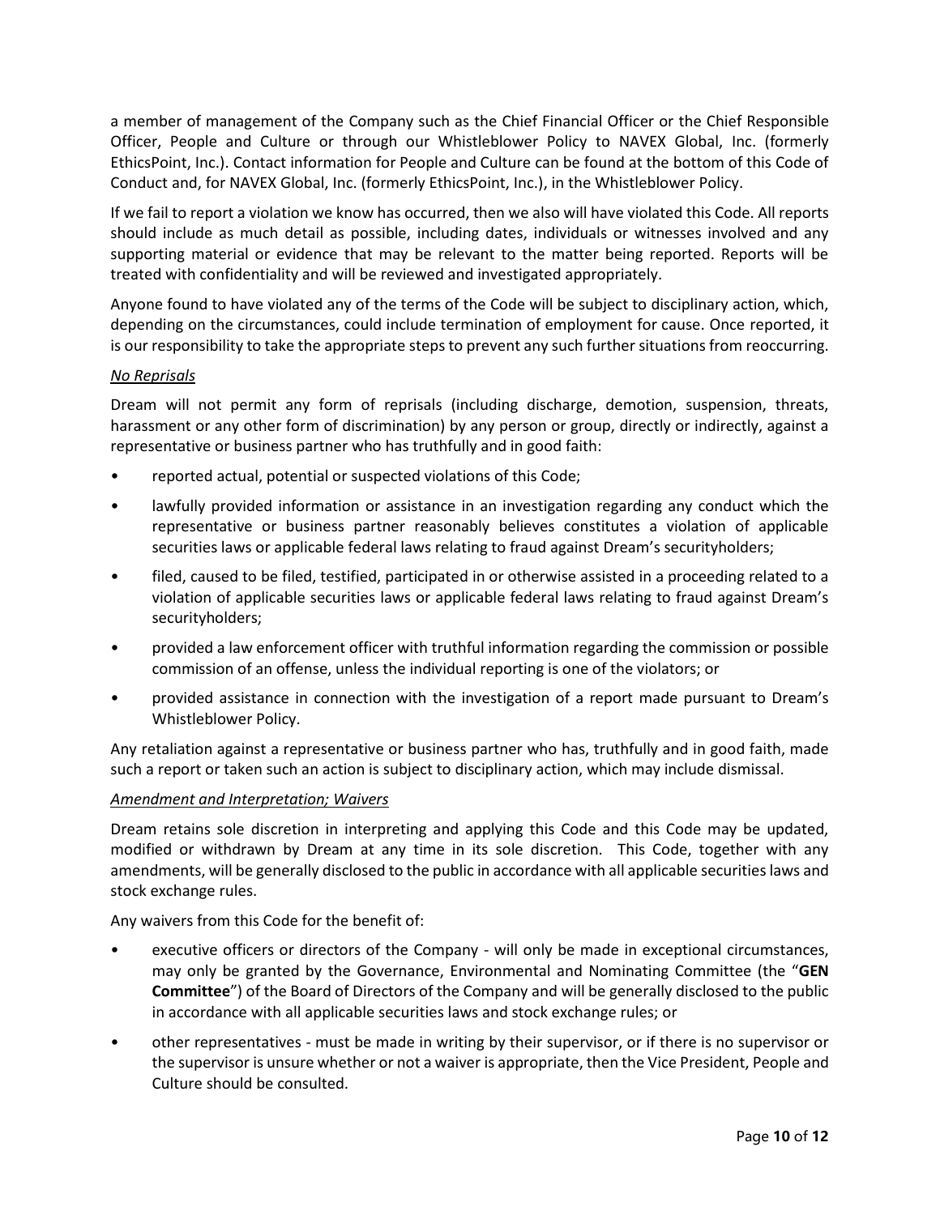a member of management of the Company such as the Chief Financial Officer or the Chief Responsible Officer, People and Culture or through our Whistleblower Policy to NAVEX Global, Inc. (formerly EthicsPoint, Inc.). Contact information for People and Culture can be found at the bottom of this Code of Conduct and, for NAVEX Global, Inc. (formerly EthicsPoint, Inc.), in the Whistleblower Policy.

If we fail to report a violation we know has occurred, then we also will have violated this Code. All reports should include as much detail as possible, including dates, individuals or witnesses involved and any supporting material or evidence that may be relevant to the matter being reported. Reports will be treated with confidentiality and will be reviewed and investigated appropriately.

Anyone found to have violated any of the terms of the Code will be subject to disciplinary action, which, depending on the circumstances, could include termination of employment for cause. Once reported, it is our responsibility to take the appropriate steps to prevent any such further situations from reoccurring.

*No Reprisals*

Dream will not permit any form of reprisals (including discharge, demotion, suspension, threats, harassment or any other form of discrimination) by any person or group, directly or indirectly, against a representative or business partner who has truthfully and in good faith:

- reported actual, potential or suspected violations of this Code;
- lawfully provided information or assistance in an investigation regarding any conduct which the representative or business partner reasonably believes constitutes a violation of applicable securities laws or applicable federal laws relating to fraud against Dream's securityholders;
- filed, caused to be filed, testified, participated in or otherwise assisted in a proceeding related to a violation of applicable securities laws or applicable federal laws relating to fraud against Dream's securityholders;
- provided a law enforcement officer with truthful information regarding the commission or possible commission of an offense, unless the individual reporting is one of the violators; or
- provided assistance in connection with the investigation of a report made pursuant to Dream's Whistleblower Policy.

Any retaliation against a representative or business partner who has, truthfully and in good faith, made such a report or taken such an action is subject to disciplinary action, which may include dismissal.

*Amendment and Interpretation; Waivers*

Dream retains sole discretion in interpreting and applying this Code and this Code may be updated, modified or withdrawn by Dream at any time in its sole discretion. This Code, together with any amendments, will be generally disclosed to the public in accordance with all applicable securities laws and stock exchange rules.

Any waivers from this Code for the benefit of:

- executive officers or directors of the Company - will only be made in exceptional circumstances, may only be granted by the Governance, Environmental and Nominating Committee (the "**GEN Committee**") of the Board of Directors of the Company and will be generally disclosed to the public in accordance with all applicable securities laws and stock exchange rules; or
- other representatives - must be made in writing by their supervisor, or if there is no supervisor or the supervisor is unsure whether or not a waiver is appropriate, then the Vice President, People and Culture should be consulted.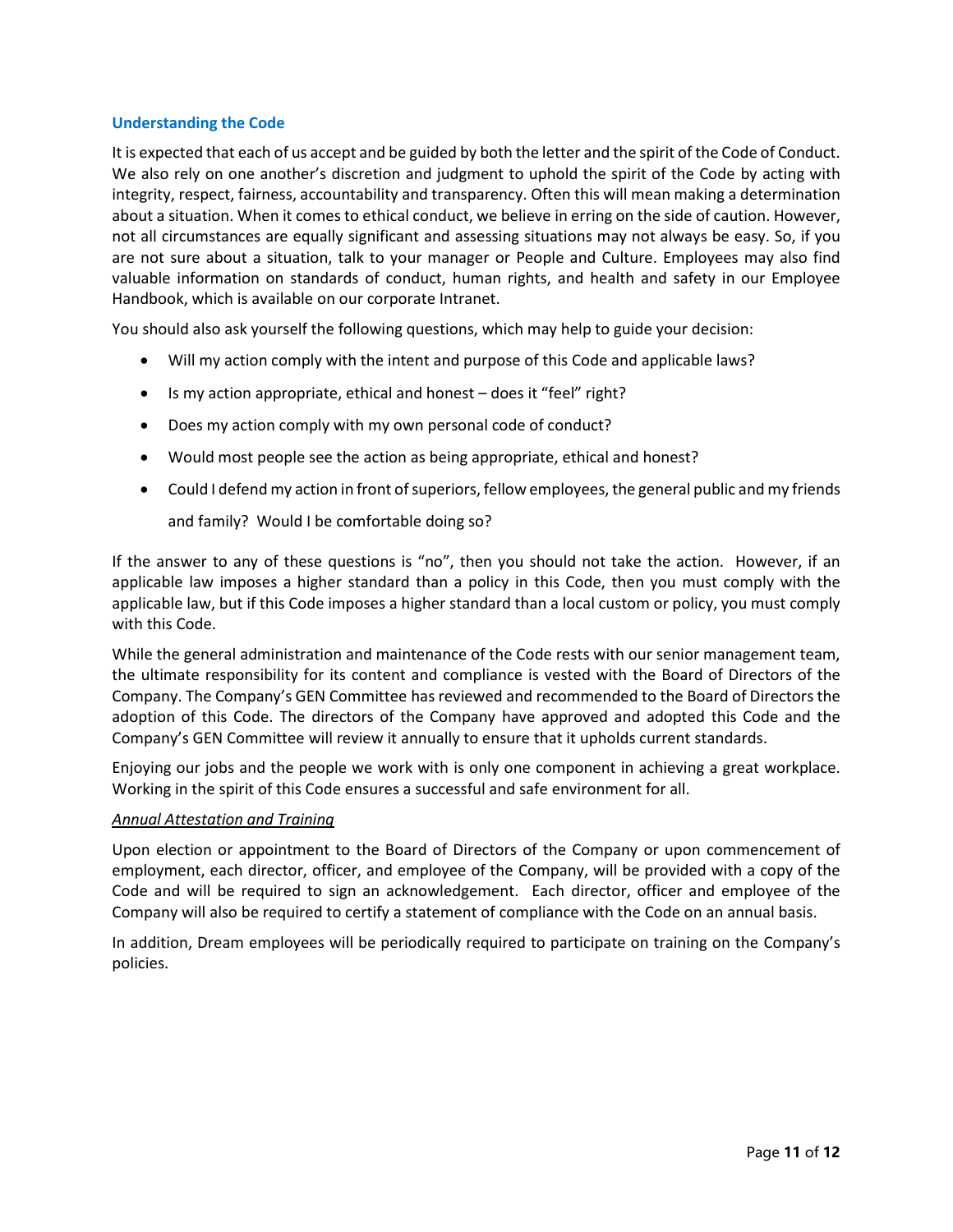## Understanding the Code

It is expected that each of us accept and be guided by both the letter and the spirit of the Code of Conduct. We also rely on one another's discretion and judgment to uphold the spirit of the Code by acting with integrity, respect, fairness, accountability and transparency. Often this will mean making a determination about a situation. When it comes to ethical conduct, we believe in erring on the side of caution. However, not all circumstances are equally significant and assessing situations may not always be easy. So, if you are not sure about a situation, talk to your manager or People and Culture. Employees may also find valuable information on standards of conduct, human rights, and health and safety in our Employee Handbook, which is available on our corporate Intranet.

You should also ask yourself the following questions, which may help to guide your decision:

- Will my action comply with the intent and purpose of this Code and applicable laws?
- Is my action appropriate, ethical and honest – does it "feel" right?
- Does my action comply with my own personal code of conduct?
- Would most people see the action as being appropriate, ethical and honest?
- Could I defend my action in front of superiors, fellow employees, the general public and my friends and family? Would I be comfortable doing so?

If the answer to any of these questions is "no", then you should not take the action. However, if an applicable law imposes a higher standard than a policy in this Code, then you must comply with the applicable law, but if this Code imposes a higher standard than a local custom or policy, you must comply with this Code.

While the general administration and maintenance of the Code rests with our senior management team, the ultimate responsibility for its content and compliance is vested with the Board of Directors of the Company. The Company's GEN Committee has reviewed and recommended to the Board of Directors the adoption of this Code. The directors of the Company have approved and adopted this Code and the Company's GEN Committee will review it annually to ensure that it upholds current standards.

Enjoying our jobs and the people we work with is only one component in achieving a great workplace. Working in the spirit of this Code ensures a successful and safe environment for all.

*Annual Attestation and Training*

Upon election or appointment to the Board of Directors of the Company or upon commencement of employment, each director, officer, and employee of the Company, will be provided with a copy of the Code and will be required to sign an acknowledgement. Each director, officer and employee of the Company will also be required to certify a statement of compliance with the Code on an annual basis.

In addition, Dream employees will be periodically required to participate on training on the Company's policies.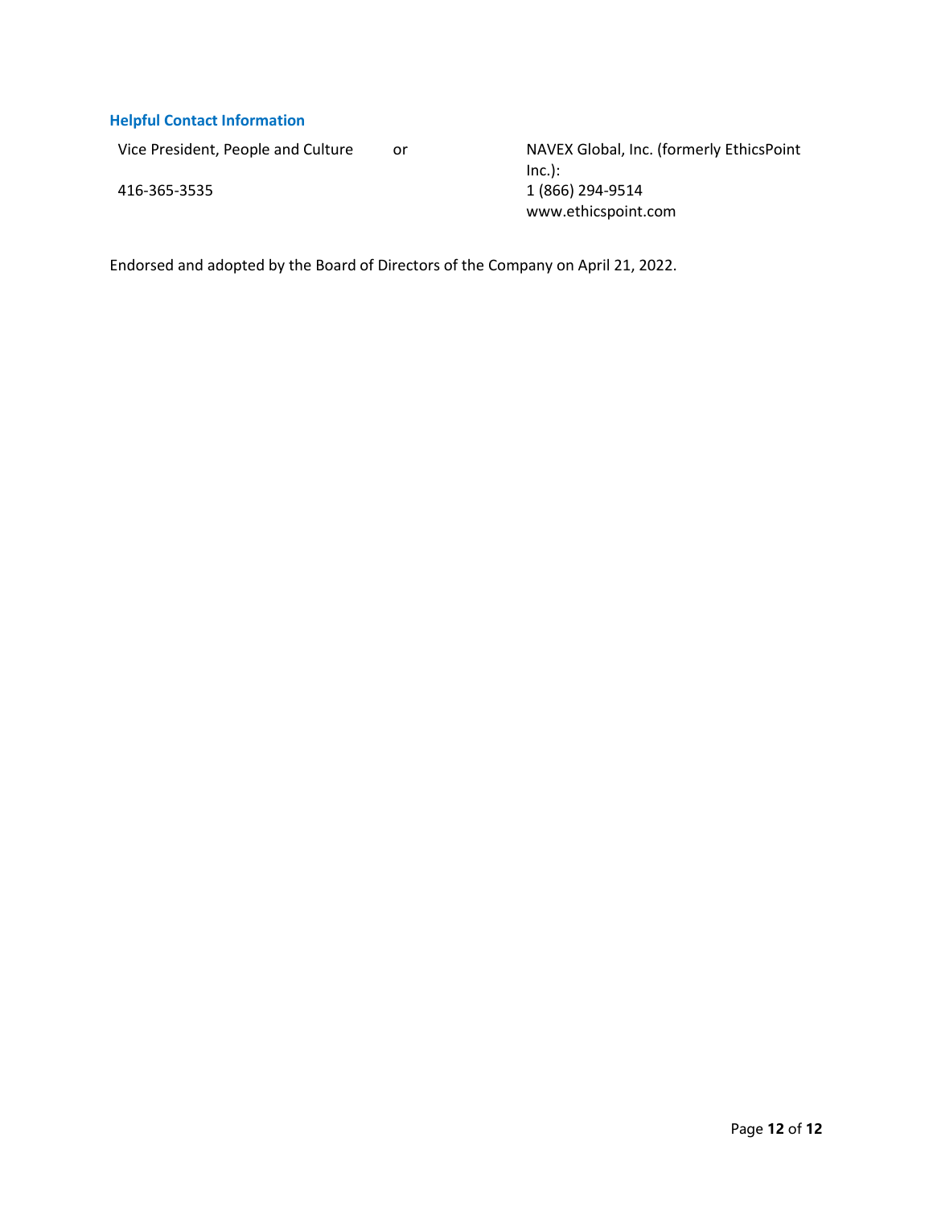### Helpful Contact Information

| | | |
|---|---|---|
| Vice President, People and Culture | or | NAVEX Global, Inc. (formerly EthicsPoint Inc.): |
| 416-365-3535 | | 1 (866) 294-9514 |
| | | www.ethicspoint.com |

Endorsed and adopted by the Board of Directors of the Company on April 21, 2022.